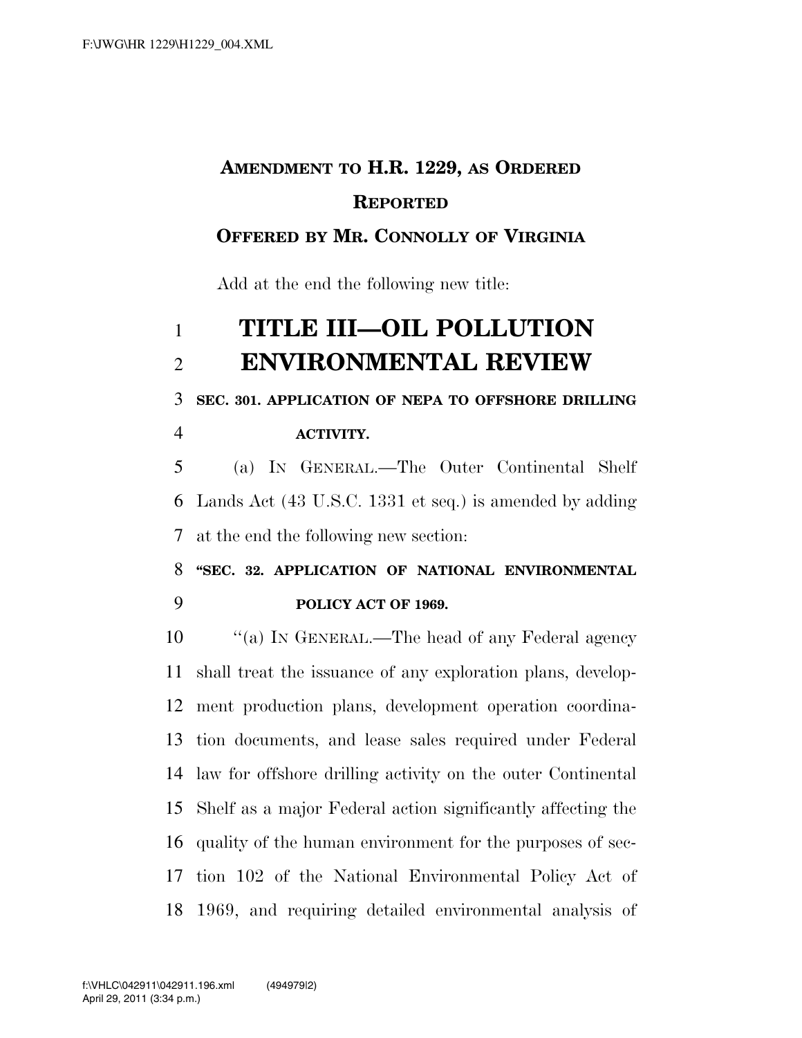**AMENDMENT TO H.R. 1229, AS ORDERED REPORTED**

**OFFERED BY MR. CONNOLLY OF VIRGINIA**

Add at the end the following new title:

# TITLE III—OIL POLLUTION ENVIRONMENTAL REVIEW

**SEC. 301. APPLICATION OF NEPA TO OFFSHORE DRILLING ACTIVITY.**

(a) IN GENERAL.—The Outer Continental Shelf Lands Act (43 U.S.C. 1331 et seq.) is amended by adding at the end the following new section:

**"SEC. 32. APPLICATION OF NATIONAL ENVIRONMENTAL POLICY ACT OF 1969.**

"(a) IN GENERAL.—The head of any Federal agency shall treat the issuance of any exploration plans, development production plans, development operation coordination documents, and lease sales required under Federal law for offshore drilling activity on the outer Continental Shelf as a major Federal action significantly affecting the quality of the human environment for the purposes of section 102 of the National Environmental Policy Act of 1969, and requiring detailed environmental analysis of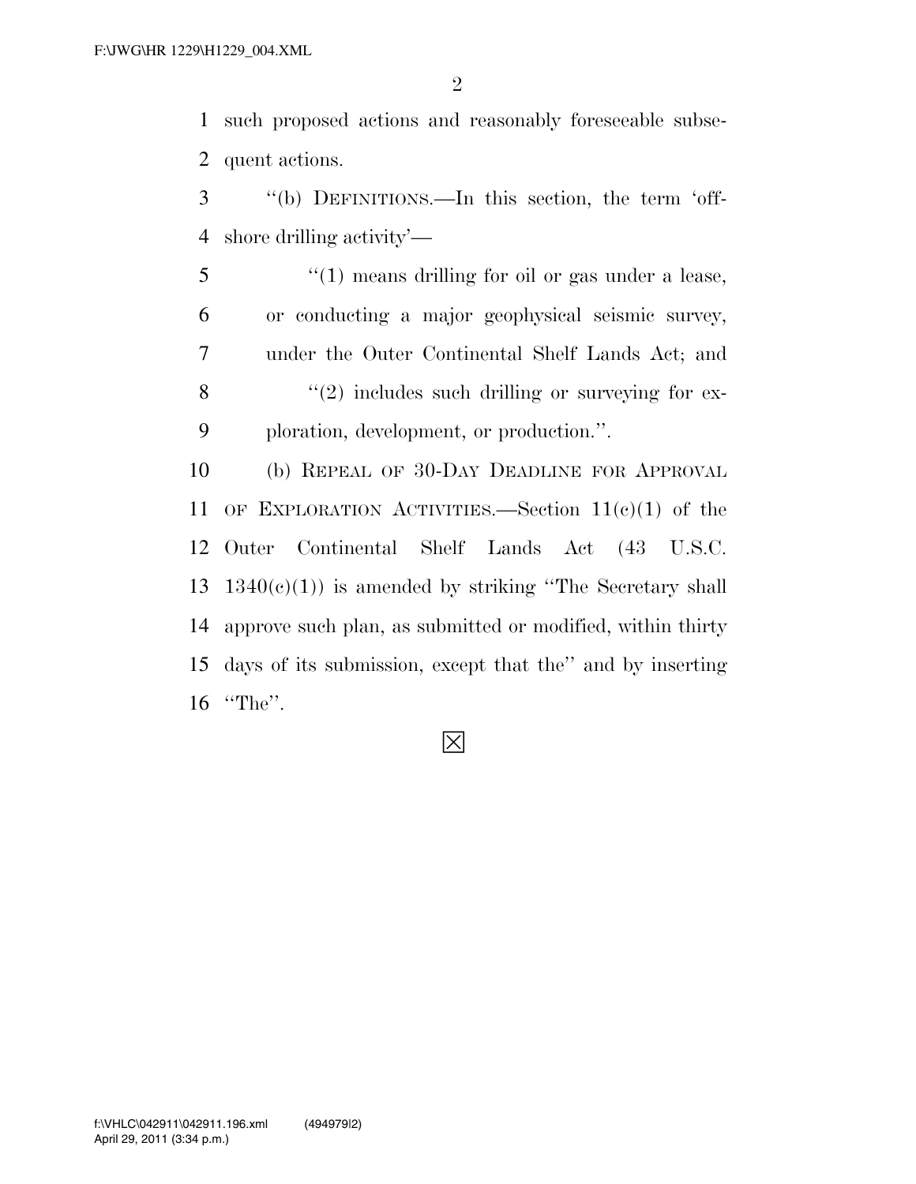such proposed actions and reasonably foreseeable subsequent actions.

''(b) DEFINITIONS.—In this section, the term 'offshore drilling activity'—

''(1) means drilling for oil or gas under a lease, or conducting a major geophysical seismic survey, under the Outer Continental Shelf Lands Act; and

''(2) includes such drilling or surveying for exploration, development, or production.''.

(b) REPEAL OF 30-DAY DEADLINE FOR APPROVAL OF EXPLORATION ACTIVITIES.—Section 11(c)(1) of the Outer Continental Shelf Lands Act (43 U.S.C. 1340(c)(1)) is amended by striking ''The Secretary shall approve such plan, as submitted or modified, within thirty days of its submission, except that the'' and by inserting ''The''.

☒